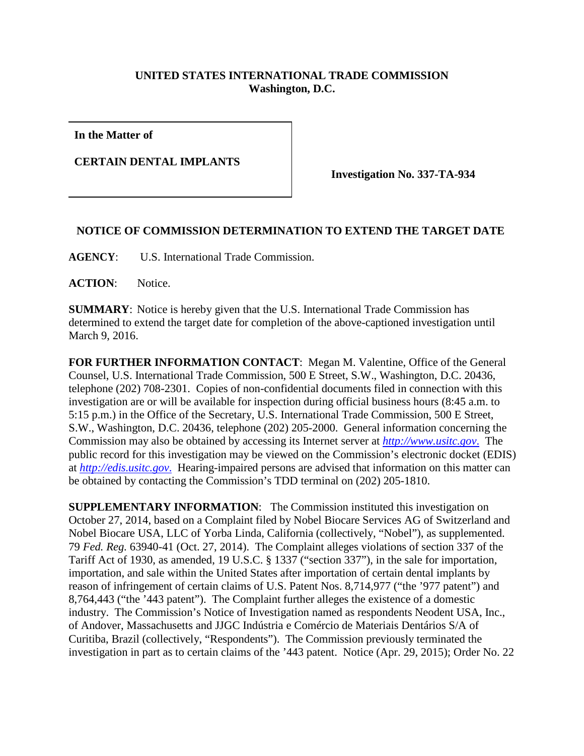**UNITED STATES INTERNATIONAL TRADE COMMISSION**
**Washington, D.C.**

| In the Matter of<br><br>CERTAIN DENTAL IMPLANTS | Investigation No. 337-TA-934 |
|---|---|

**NOTICE OF COMMISSION DETERMINATION TO EXTEND THE TARGET DATE**

**AGENCY**: U.S. International Trade Commission.

**ACTION**: Notice.

**SUMMARY**: Notice is hereby given that the U.S. International Trade Commission has determined to extend the target date for completion of the above-captioned investigation until March 9, 2016.

**FOR FURTHER INFORMATION CONTACT**: Megan M. Valentine, Office of the General Counsel, U.S. International Trade Commission, 500 E Street, S.W., Washington, D.C. 20436, telephone (202) 708-2301. Copies of non-confidential documents filed in connection with this investigation are or will be available for inspection during official business hours (8:45 a.m. to 5:15 p.m.) in the Office of the Secretary, U.S. International Trade Commission, 500 E Street, S.W., Washington, D.C. 20436, telephone (202) 205-2000. General information concerning the Commission may also be obtained by accessing its Internet server at *http://www.usitc.gov*. The public record for this investigation may be viewed on the Commission's electronic docket (EDIS) at *http://edis.usitc.gov*. Hearing-impaired persons are advised that information on this matter can be obtained by contacting the Commission's TDD terminal on (202) 205-1810.

**SUPPLEMENTARY INFORMATION**: The Commission instituted this investigation on October 27, 2014, based on a Complaint filed by Nobel Biocare Services AG of Switzerland and Nobel Biocare USA, LLC of Yorba Linda, California (collectively, "Nobel"), as supplemented. 79 *Fed. Reg.* 63940-41 (Oct. 27, 2014). The Complaint alleges violations of section 337 of the Tariff Act of 1930, as amended, 19 U.S.C. § 1337 ("section 337"), in the sale for importation, importation, and sale within the United States after importation of certain dental implants by reason of infringement of certain claims of U.S. Patent Nos. 8,714,977 ("the '977 patent") and 8,764,443 ("the '443 patent"). The Complaint further alleges the existence of a domestic industry. The Commission's Notice of Investigation named as respondents Neodent USA, Inc., of Andover, Massachusetts and JJGC Indústria e Comércio de Materiais Dentários S/A of Curitiba, Brazil (collectively, "Respondents"). The Commission previously terminated the investigation in part as to certain claims of the '443 patent. Notice (Apr. 29, 2015); Order No. 22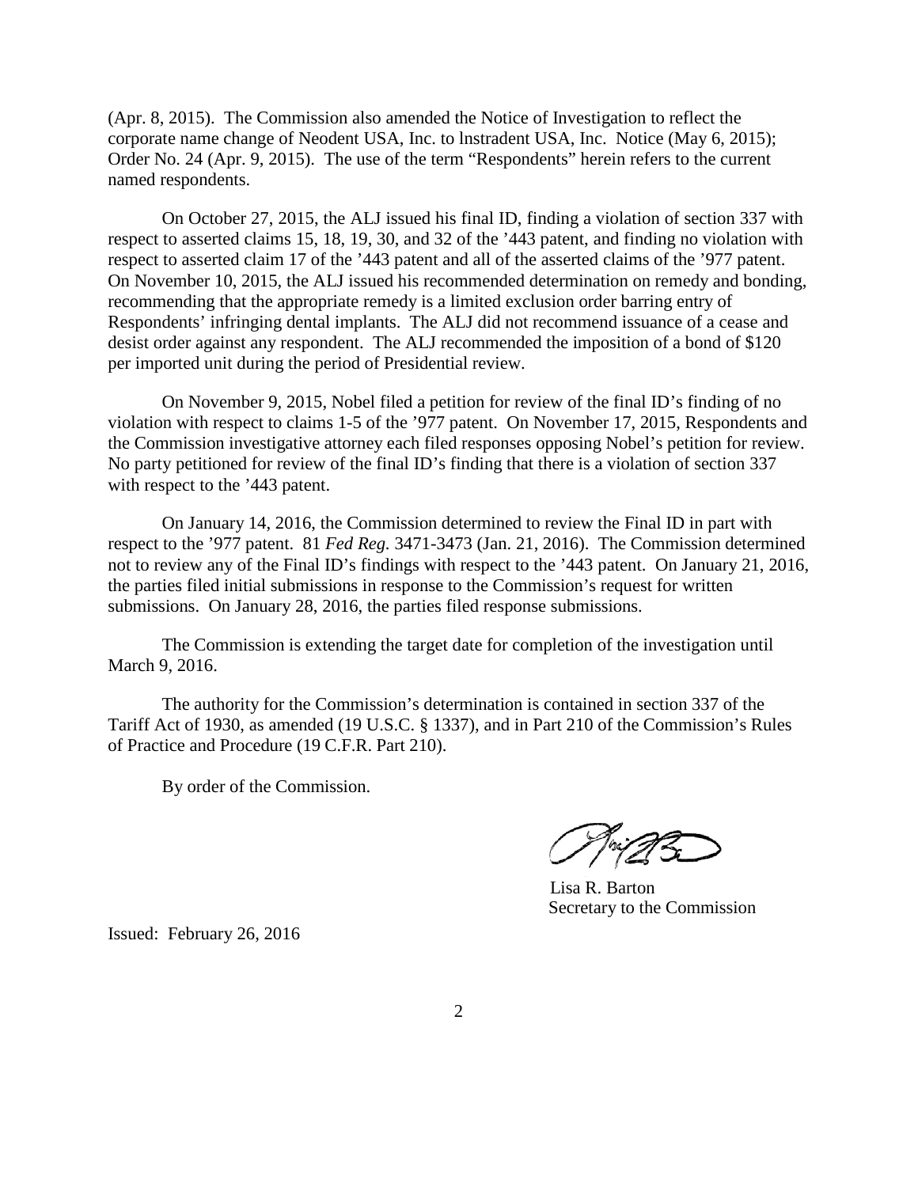(Apr. 8, 2015). The Commission also amended the Notice of Investigation to reflect the corporate name change of Neodent USA, Inc. to lnstradent USA, Inc. Notice (May 6, 2015); Order No. 24 (Apr. 9, 2015). The use of the term "Respondents" herein refers to the current named respondents.

On October 27, 2015, the ALJ issued his final ID, finding a violation of section 337 with respect to asserted claims 15, 18, 19, 30, and 32 of the '443 patent, and finding no violation with respect to asserted claim 17 of the '443 patent and all of the asserted claims of the '977 patent. On November 10, 2015, the ALJ issued his recommended determination on remedy and bonding, recommending that the appropriate remedy is a limited exclusion order barring entry of Respondents' infringing dental implants. The ALJ did not recommend issuance of a cease and desist order against any respondent. The ALJ recommended the imposition of a bond of $120 per imported unit during the period of Presidential review.

On November 9, 2015, Nobel filed a petition for review of the final ID's finding of no violation with respect to claims 1-5 of the '977 patent. On November 17, 2015, Respondents and the Commission investigative attorney each filed responses opposing Nobel's petition for review. No party petitioned for review of the final ID's finding that there is a violation of section 337 with respect to the '443 patent.

On January 14, 2016, the Commission determined to review the Final ID in part with respect to the '977 patent. 81 *Fed Reg.* 3471-3473 (Jan. 21, 2016). The Commission determined not to review any of the Final ID's findings with respect to the '443 patent. On January 21, 2016, the parties filed initial submissions in response to the Commission's request for written submissions. On January 28, 2016, the parties filed response submissions.

The Commission is extending the target date for completion of the investigation until March 9, 2016.

The authority for the Commission's determination is contained in section 337 of the Tariff Act of 1930, as amended (19 U.S.C. § 1337), and in Part 210 of the Commission's Rules of Practice and Procedure (19 C.F.R. Part 210).

By order of the Commission.

Lisa R. Barton
Secretary to the Commission

Issued: February 26, 2016